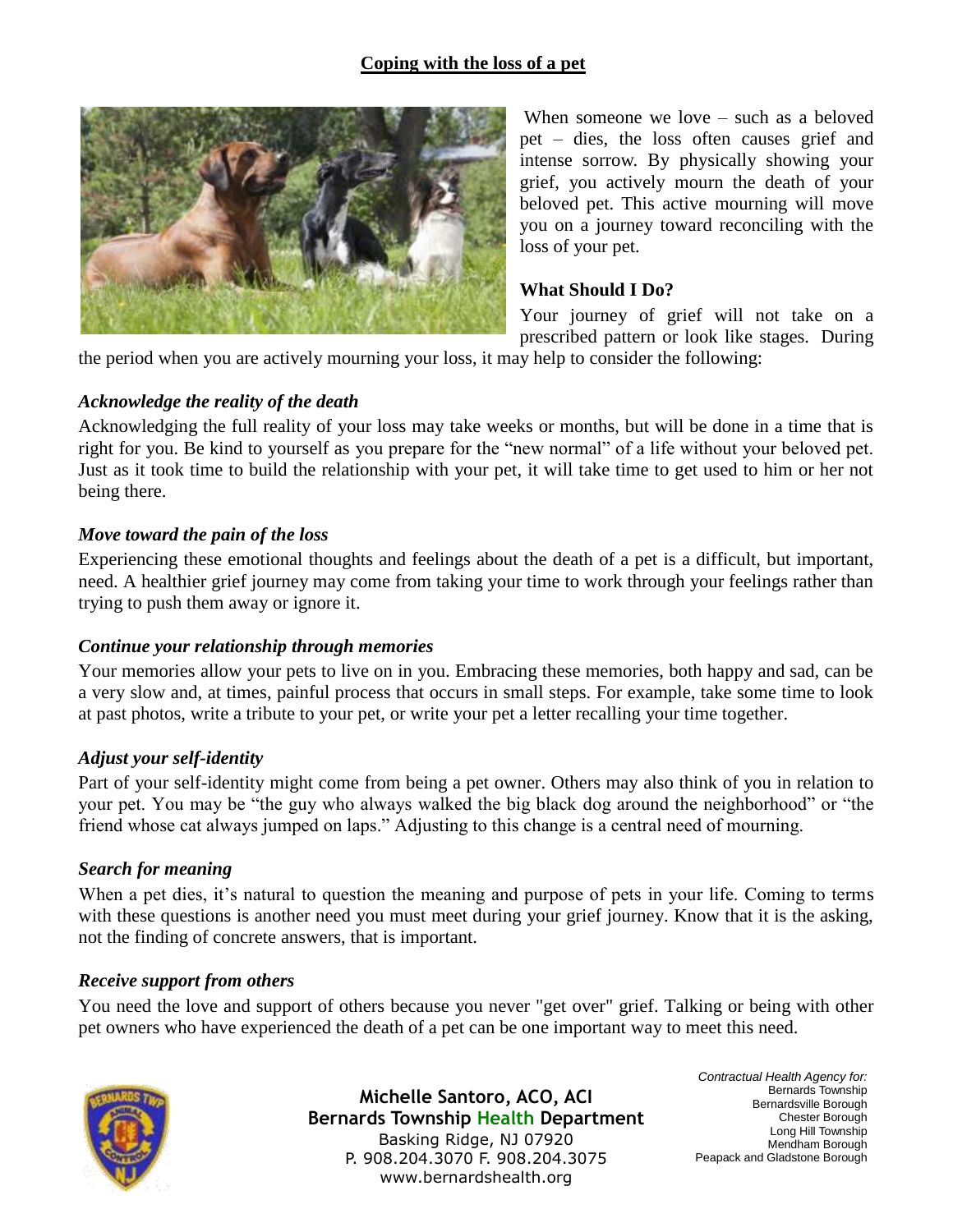# Coping with the loss of a pet

When someone we love – such as a beloved pet – dies, the loss often causes grief and intense sorrow. By physically showing your grief, you actively mourn the death of your beloved pet. This active mourning will move you on a journey toward reconciling with the loss of your pet.

## What Should I Do?

Your journey of grief will not take on a prescribed pattern or look like stages. During the period when you are actively mourning your loss, it may help to consider the following:

### *Acknowledge the reality of the death*

Acknowledging the full reality of your loss may take weeks or months, but will be done in a time that is right for you. Be kind to yourself as you prepare for the "new normal" of a life without your beloved pet. Just as it took time to build the relationship with your pet, it will take time to get used to him or her not being there.

### *Move toward the pain of the loss*

Experiencing these emotional thoughts and feelings about the death of a pet is a difficult, but important, need. A healthier grief journey may come from taking your time to work through your feelings rather than trying to push them away or ignore it.

### *Continue your relationship through memories*

Your memories allow your pets to live on in you. Embracing these memories, both happy and sad, can be a very slow and, at times, painful process that occurs in small steps. For example, take some time to look at past photos, write a tribute to your pet, or write your pet a letter recalling your time together.

### *Adjust your self-identity*

Part of your self-identity might come from being a pet owner. Others may also think of you in relation to your pet. You may be "the guy who always walked the big black dog around the neighborhood" or "the friend whose cat always jumped on laps." Adjusting to this change is a central need of mourning.

### *Search for meaning*

When a pet dies, it's natural to question the meaning and purpose of pets in your life. Coming to terms with these questions is another need you must meet during your grief journey. Know that it is the asking, not the finding of concrete answers, that is important.

### *Receive support from others*

You need the love and support of others because you never "get over" grief. Talking or being with other pet owners who have experienced the death of a pet can be one important way to meet this need.

**Michelle Santoro, ACO, ACI**
**Bernards Township Health Department**
Basking Ridge, NJ 07920
P. 908.204.3070 F. 908.204.3075
www.bernardshealth.org

*Contractual Health Agency for:*
Bernards Township
Bernardsville Borough
Chester Borough
Long Hill Township
Mendham Borough
Peapack and Gladstone Borough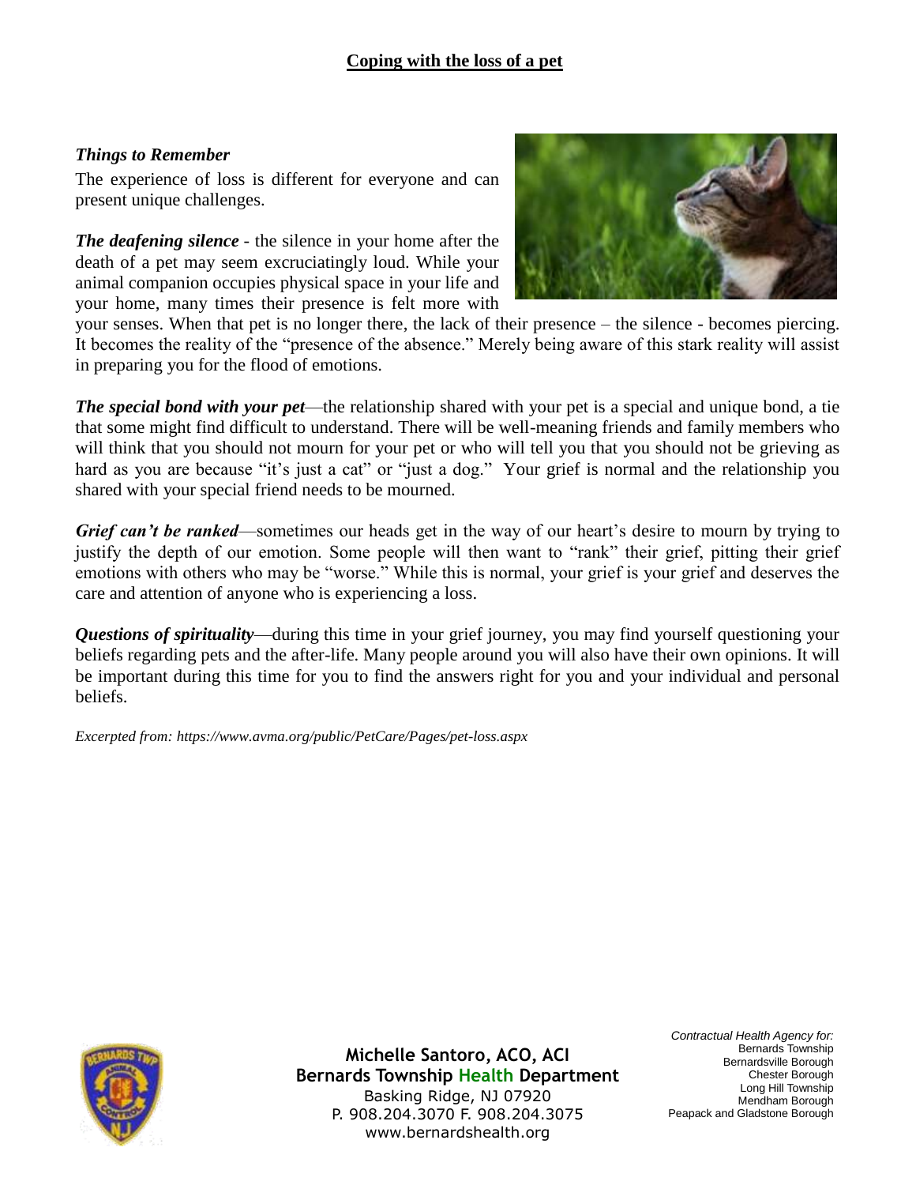## Coping with the loss of a pet

### *Things to Remember*

The experience of loss is different for everyone and can present unique challenges.

***The deafening silence*** - the silence in your home after the death of a pet may seem excruciatingly loud. While your animal companion occupies physical space in your life and your home, many times their presence is felt more with your senses. When that pet is no longer there, the lack of their presence – the silence - becomes piercing. It becomes the reality of the "presence of the absence." Merely being aware of this stark reality will assist in preparing you for the flood of emotions.

***The special bond with your pet***—the relationship shared with your pet is a special and unique bond, a tie that some might find difficult to understand. There will be well-meaning friends and family members who will think that you should not mourn for your pet or who will tell you that you should not be grieving as hard as you are because "it's just a cat" or "just a dog." Your grief is normal and the relationship you shared with your special friend needs to be mourned.

***Grief can't be ranked***—sometimes our heads get in the way of our heart's desire to mourn by trying to justify the depth of our emotion. Some people will then want to "rank" their grief, pitting their grief emotions with others who may be "worse." While this is normal, your grief is your grief and deserves the care and attention of anyone who is experiencing a loss.

***Questions of spirituality***—during this time in your grief journey, you may find yourself questioning your beliefs regarding pets and the after-life. Many people around you will also have their own opinions. It will be important during this time for you to find the answers right for you and your individual and personal beliefs.

*Excerpted from: https://www.avma.org/public/PetCare/Pages/pet-loss.aspx*

**Michelle Santoro, ACO, ACI**
**Bernards Township Health Department**
Basking Ridge, NJ 07920
P. 908.204.3070 F. 908.204.3075
www.bernardshealth.org

*Contractual Health Agency for:*
Bernards Township
Bernardsville Borough
Chester Borough
Long Hill Township
Mendham Borough
Peapack and Gladstone Borough